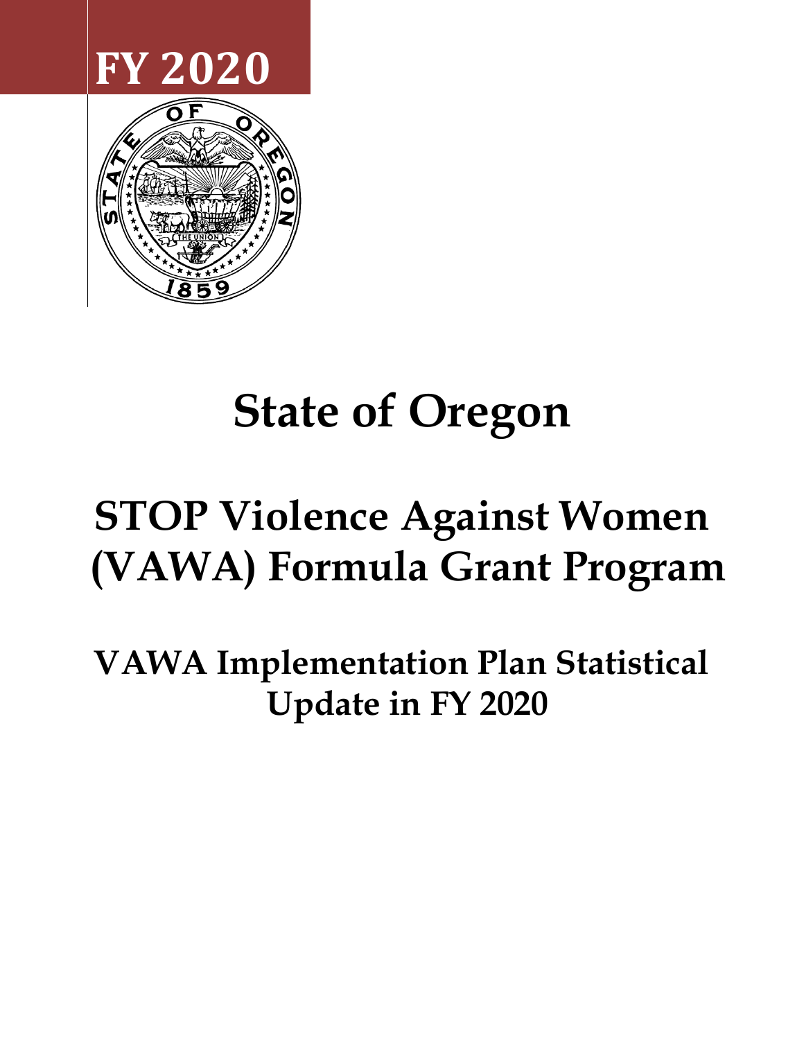FY 2020

# State of Oregon

# STOP Violence Against Women (VAWA) Formula Grant Program

## VAWA Implementation Plan Statistical Update in FY 2020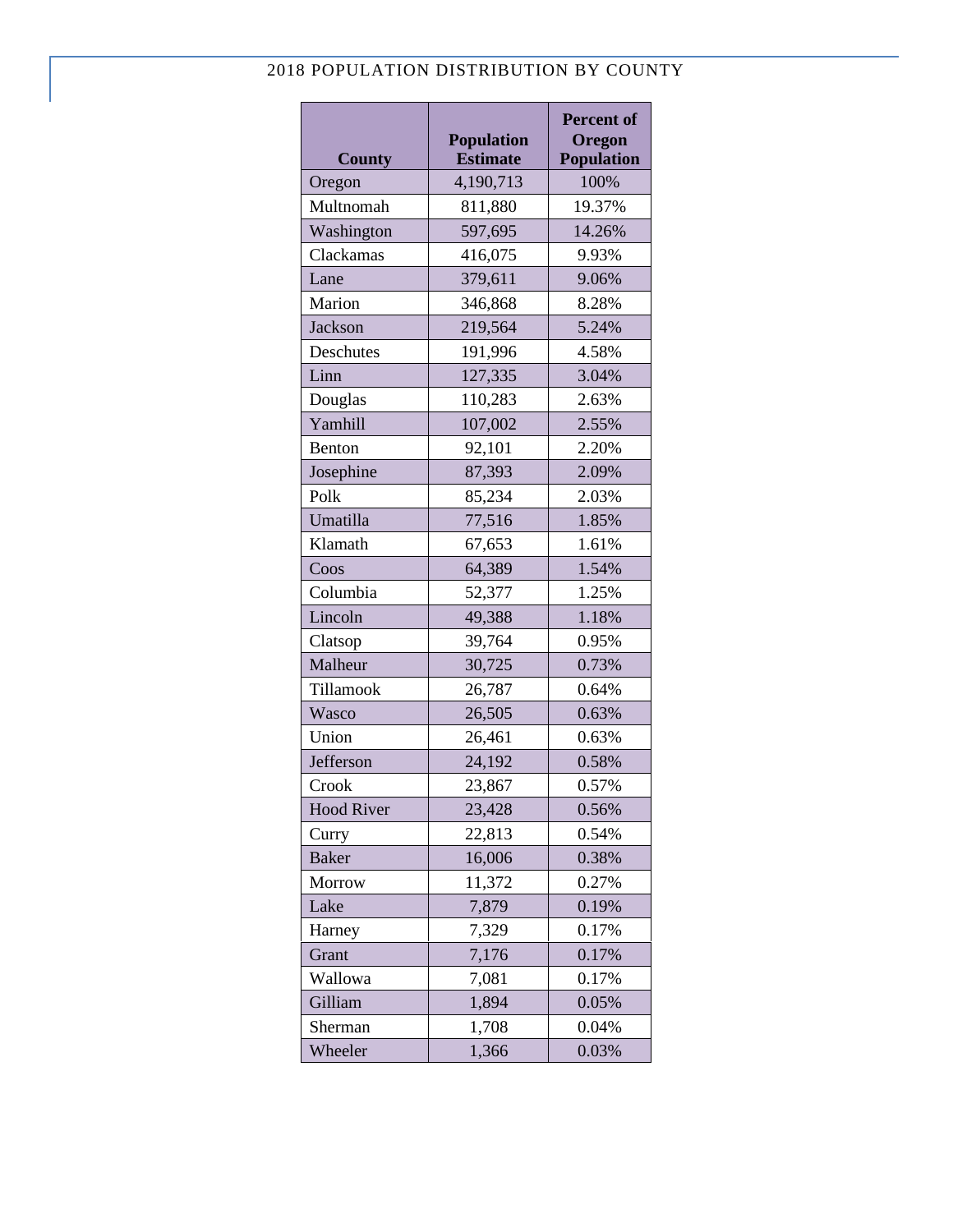## 2018 POPULATION DISTRIBUTION BY COUNTY

| County | Population Estimate | Percent of Oregon Population |
|---|---|---|
| Oregon | 4,190,713 | 100% |
| Multnomah | 811,880 | 19.37% |
| Washington | 597,695 | 14.26% |
| Clackamas | 416,075 | 9.93% |
| Lane | 379,611 | 9.06% |
| Marion | 346,868 | 8.28% |
| Jackson | 219,564 | 5.24% |
| Deschutes | 191,996 | 4.58% |
| Linn | 127,335 | 3.04% |
| Douglas | 110,283 | 2.63% |
| Yamhill | 107,002 | 2.55% |
| Benton | 92,101 | 2.20% |
| Josephine | 87,393 | 2.09% |
| Polk | 85,234 | 2.03% |
| Umatilla | 77,516 | 1.85% |
| Klamath | 67,653 | 1.61% |
| Coos | 64,389 | 1.54% |
| Columbia | 52,377 | 1.25% |
| Lincoln | 49,388 | 1.18% |
| Clatsop | 39,764 | 0.95% |
| Malheur | 30,725 | 0.73% |
| Tillamook | 26,787 | 0.64% |
| Wasco | 26,505 | 0.63% |
| Union | 26,461 | 0.63% |
| Jefferson | 24,192 | 0.58% |
| Crook | 23,867 | 0.57% |
| Hood River | 23,428 | 0.56% |
| Curry | 22,813 | 0.54% |
| Baker | 16,006 | 0.38% |
| Morrow | 11,372 | 0.27% |
| Lake | 7,879 | 0.19% |
| Harney | 7,329 | 0.17% |
| Grant | 7,176 | 0.17% |
| Wallowa | 7,081 | 0.17% |
| Gilliam | 1,894 | 0.05% |
| Sherman | 1,708 | 0.04% |
| Wheeler | 1,366 | 0.03% |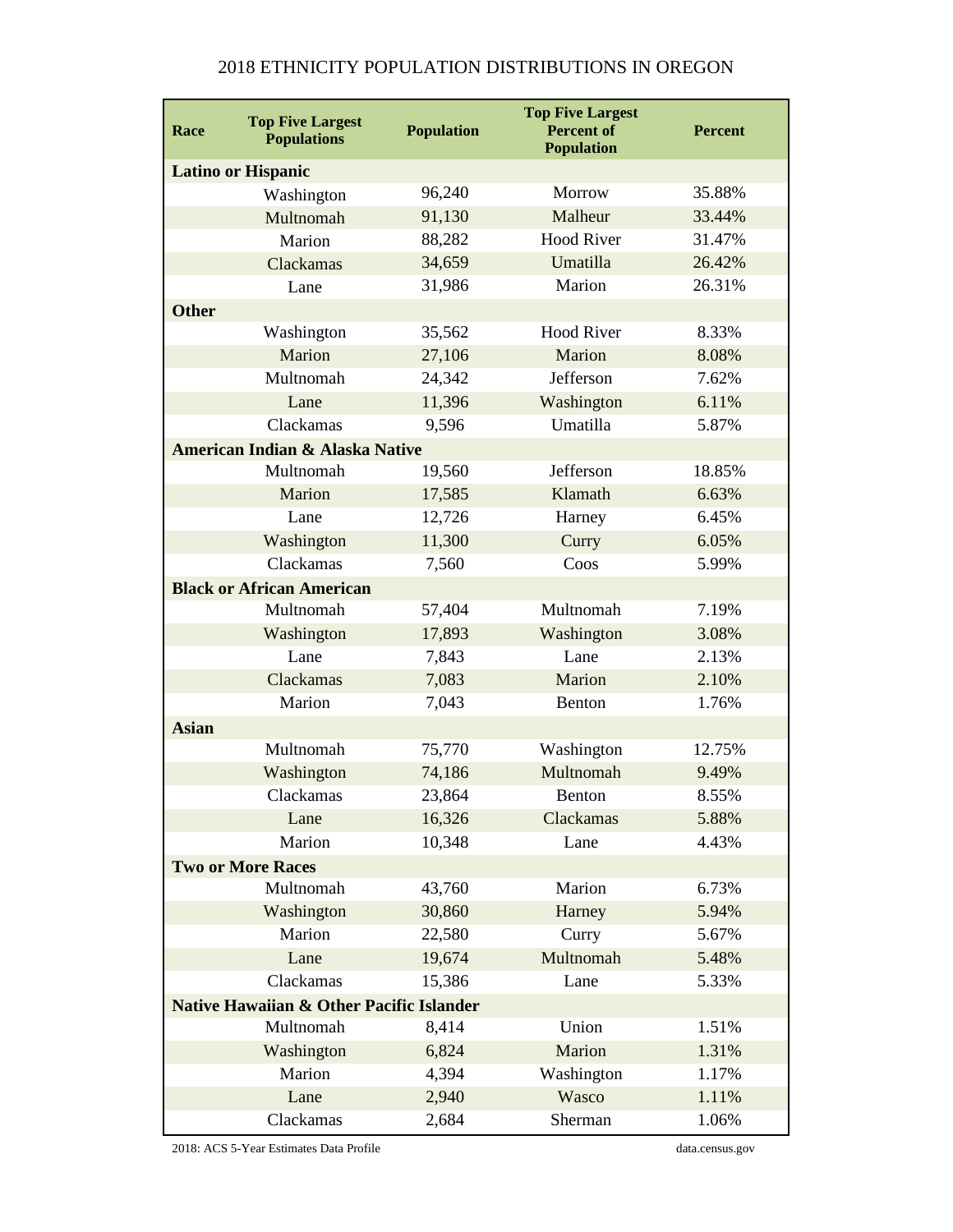# 2018 ETHNICITY POPULATION DISTRIBUTIONS IN OREGON

| Race | Top Five Largest Populations | Population | Top Five Largest Percent of Population | Percent |
|---|---|---|---|---|
| **Latino or Hispanic** | | | | |
| | Washington | 96,240 | Morrow | 35.88% |
| | Multnomah | 91,130 | Malheur | 33.44% |
| | Marion | 88,282 | Hood River | 31.47% |
| | Clackamas | 34,659 | Umatilla | 26.42% |
| | Lane | 31,986 | Marion | 26.31% |
| **Other** | | | | |
| | Washington | 35,562 | Hood River | 8.33% |
| | Marion | 27,106 | Marion | 8.08% |
| | Multnomah | 24,342 | Jefferson | 7.62% |
| | Lane | 11,396 | Washington | 6.11% |
| | Clackamas | 9,596 | Umatilla | 5.87% |
| **American Indian & Alaska Native** | | | | |
| | Multnomah | 19,560 | Jefferson | 18.85% |
| | Marion | 17,585 | Klamath | 6.63% |
| | Lane | 12,726 | Harney | 6.45% |
| | Washington | 11,300 | Curry | 6.05% |
| | Clackamas | 7,560 | Coos | 5.99% |
| **Black or African American** | | | | |
| | Multnomah | 57,404 | Multnomah | 7.19% |
| | Washington | 17,893 | Washington | 3.08% |
| | Lane | 7,843 | Lane | 2.13% |
| | Clackamas | 7,083 | Marion | 2.10% |
| | Marion | 7,043 | Benton | 1.76% |
| **Asian** | | | | |
| | Multnomah | 75,770 | Washington | 12.75% |
| | Washington | 74,186 | Multnomah | 9.49% |
| | Clackamas | 23,864 | Benton | 8.55% |
| | Lane | 16,326 | Clackamas | 5.88% |
| | Marion | 10,348 | Lane | 4.43% |
| **Two or More Races** | | | | |
| | Multnomah | 43,760 | Marion | 6.73% |
| | Washington | 30,860 | Harney | 5.94% |
| | Marion | 22,580 | Curry | 5.67% |
| | Lane | 19,674 | Multnomah | 5.48% |
| | Clackamas | 15,386 | Lane | 5.33% |
| **Native Hawaiian & Other Pacific Islander** | | | | |
| | Multnomah | 8,414 | Union | 1.51% |
| | Washington | 6,824 | Marion | 1.31% |
| | Marion | 4,394 | Washington | 1.17% |
| | Lane | 2,940 | Wasco | 1.11% |
| | Clackamas | 2,684 | Sherman | 1.06% |

2018: ACS 5-Year Estimates Data Profile  data.census.gov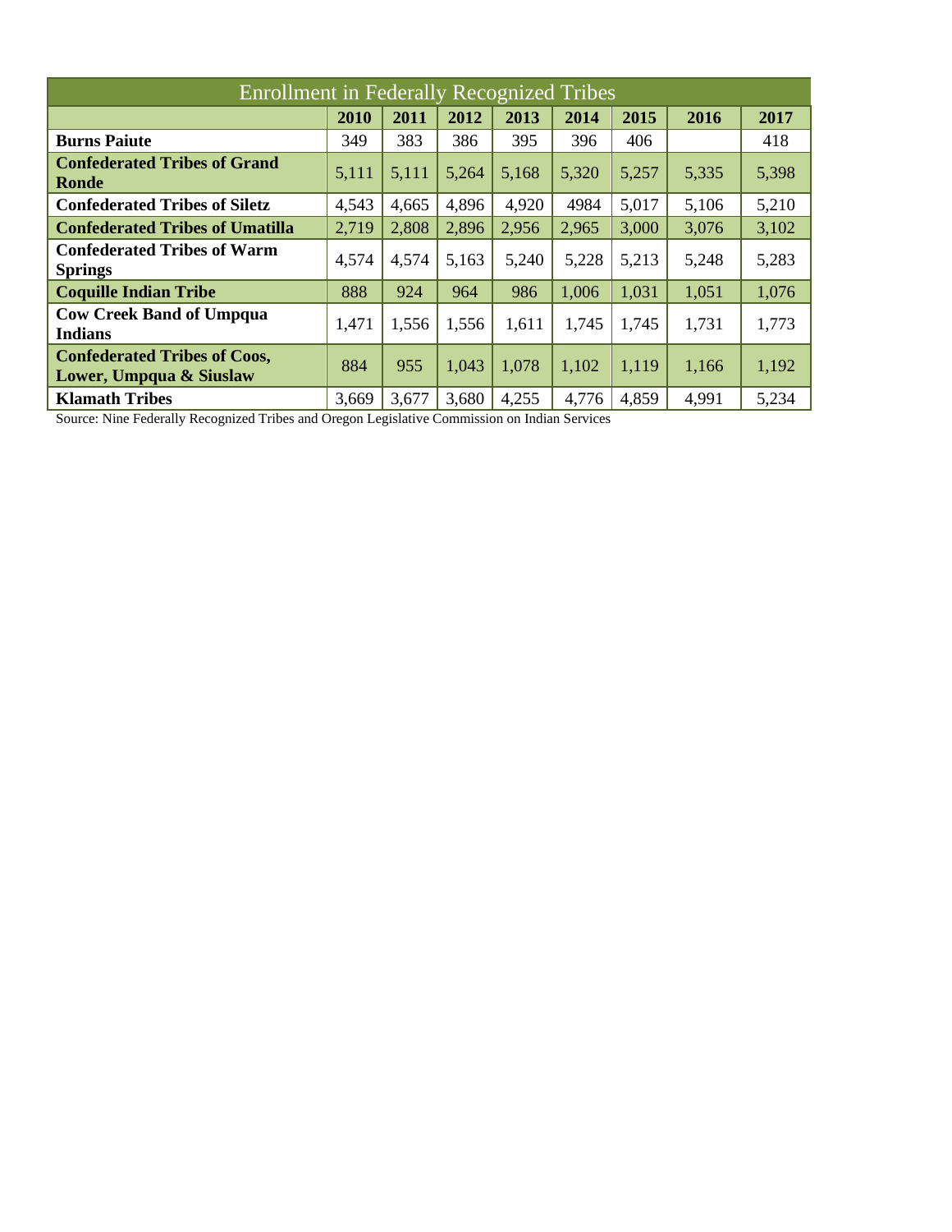| Enrollment in Federally Recognized Tribes | | | | | | | | |
|---|---|---|---|---|---|---|---|---|
| | **2010** | **2011** | **2012** | **2013** | **2014** | **2015** | **2016** | **2017** |
| **Burns Paiute** | 349 | 383 | 386 | 395 | 396 | 406 | | 418 |
| **Confederated Tribes of Grand Ronde** | 5,111 | 5,111 | 5,264 | 5,168 | 5,320 | 5,257 | 5,335 | 5,398 |
| **Confederated Tribes of Siletz** | 4,543 | 4,665 | 4,896 | 4,920 | 4984 | 5,017 | 5,106 | 5,210 |
| **Confederated Tribes of Umatilla** | 2,719 | 2,808 | 2,896 | 2,956 | 2,965 | 3,000 | 3,076 | 3,102 |
| **Confederated Tribes of Warm Springs** | 4,574 | 4,574 | 5,163 | 5,240 | 5,228 | 5,213 | 5,248 | 5,283 |
| **Coquille Indian Tribe** | 888 | 924 | 964 | 986 | 1,006 | 1,031 | 1,051 | 1,076 |
| **Cow Creek Band of Umpqua Indians** | 1,471 | 1,556 | 1,556 | 1,611 | 1,745 | 1,745 | 1,731 | 1,773 |
| **Confederated Tribes of Coos, Lower, Umpqua & Siuslaw** | 884 | 955 | 1,043 | 1,078 | 1,102 | 1,119 | 1,166 | 1,192 |
| **Klamath Tribes** | 3,669 | 3,677 | 3,680 | 4,255 | 4,776 | 4,859 | 4,991 | 5,234 |

Source: Nine Federally Recognized Tribes and Oregon Legislative Commission on Indian Services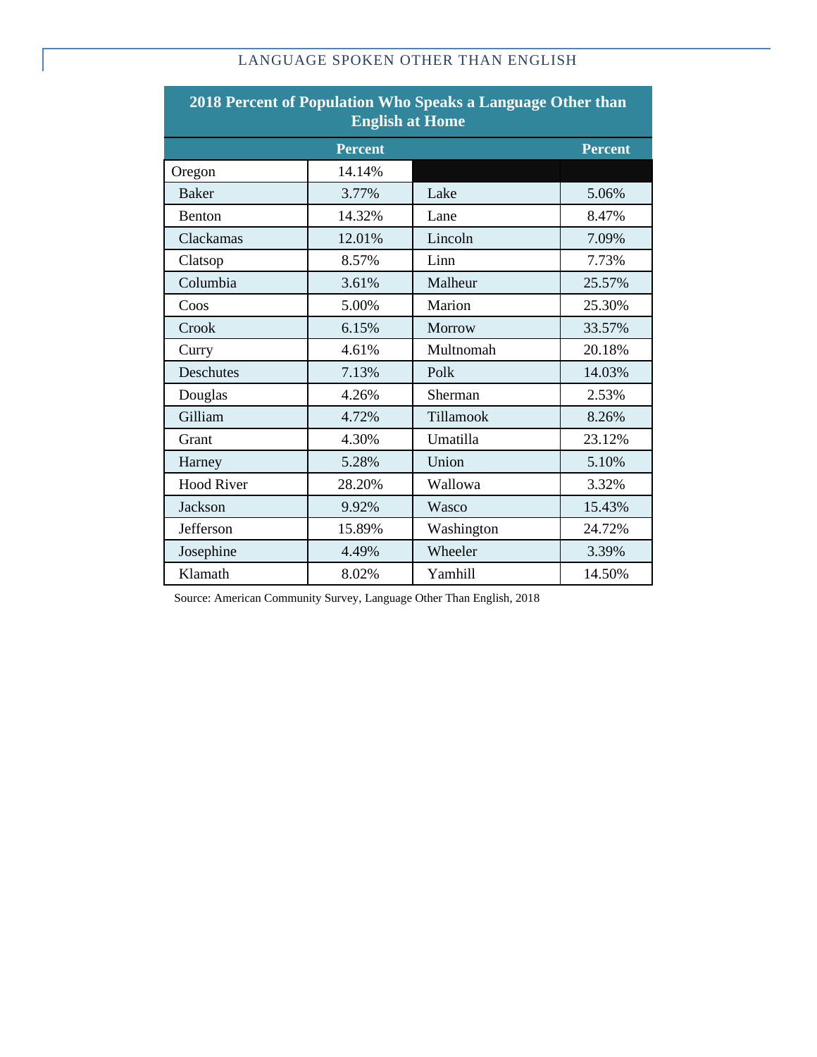## LANGUAGE SPOKEN OTHER THAN ENGLISH

| 2018 Percent of Population Who Speaks a Language Other than English at Home | | | |
|---|---|---|---|
| | Percent | | Percent |
| Oregon | 14.14% | | |
| Baker | 3.77% | Lake | 5.06% |
| Benton | 14.32% | Lane | 8.47% |
| Clackamas | 12.01% | Lincoln | 7.09% |
| Clatsop | 8.57% | Linn | 7.73% |
| Columbia | 3.61% | Malheur | 25.57% |
| Coos | 5.00% | Marion | 25.30% |
| Crook | 6.15% | Morrow | 33.57% |
| Curry | 4.61% | Multnomah | 20.18% |
| Deschutes | 7.13% | Polk | 14.03% |
| Douglas | 4.26% | Sherman | 2.53% |
| Gilliam | 4.72% | Tillamook | 8.26% |
| Grant | 4.30% | Umatilla | 23.12% |
| Harney | 5.28% | Union | 5.10% |
| Hood River | 28.20% | Wallowa | 3.32% |
| Jackson | 9.92% | Wasco | 15.43% |
| Jefferson | 15.89% | Washington | 24.72% |
| Josephine | 4.49% | Wheeler | 3.39% |
| Klamath | 8.02% | Yamhill | 14.50% |

Source: American Community Survey, Language Other Than English, 2018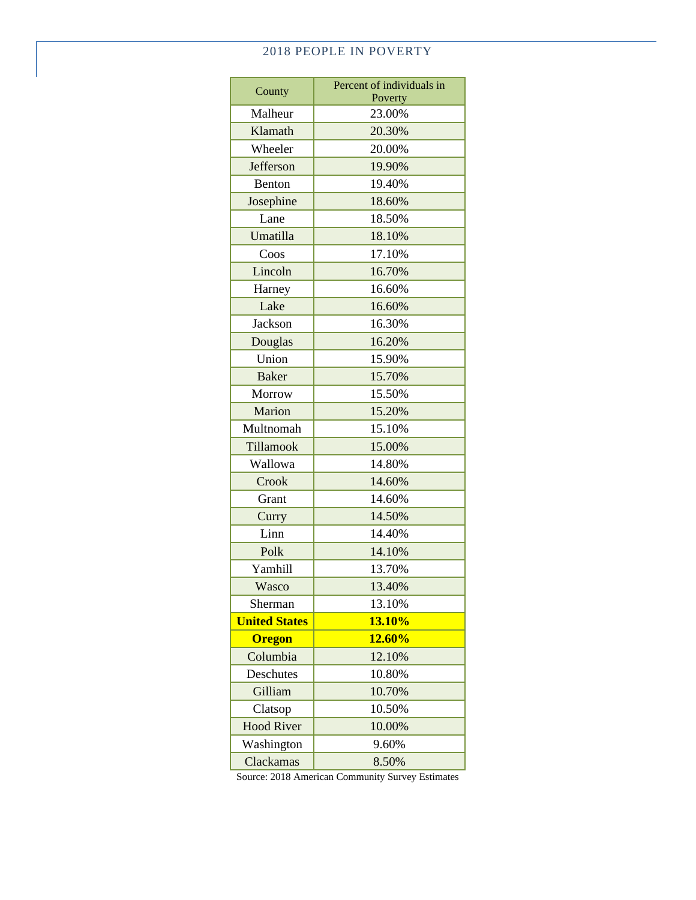## 2018 PEOPLE IN POVERTY

| County | Percent of individuals in Poverty |
|---|---|
| Malheur | 23.00% |
| Klamath | 20.30% |
| Wheeler | 20.00% |
| Jefferson | 19.90% |
| Benton | 19.40% |
| Josephine | 18.60% |
| Lane | 18.50% |
| Umatilla | 18.10% |
| Coos | 17.10% |
| Lincoln | 16.70% |
| Harney | 16.60% |
| Lake | 16.60% |
| Jackson | 16.30% |
| Douglas | 16.20% |
| Union | 15.90% |
| Baker | 15.70% |
| Morrow | 15.50% |
| Marion | 15.20% |
| Multnomah | 15.10% |
| Tillamook | 15.00% |
| Wallowa | 14.80% |
| Crook | 14.60% |
| Grant | 14.60% |
| Curry | 14.50% |
| Linn | 14.40% |
| Polk | 14.10% |
| Yamhill | 13.70% |
| Wasco | 13.40% |
| Sherman | 13.10% |
| **United States** | **13.10%** |
| **Oregon** | **12.60%** |
| Columbia | 12.10% |
| Deschutes | 10.80% |
| Gilliam | 10.70% |
| Clatsop | 10.50% |
| Hood River | 10.00% |
| Washington | 9.60% |
| Clackamas | 8.50% |

Source: 2018 American Community Survey Estimates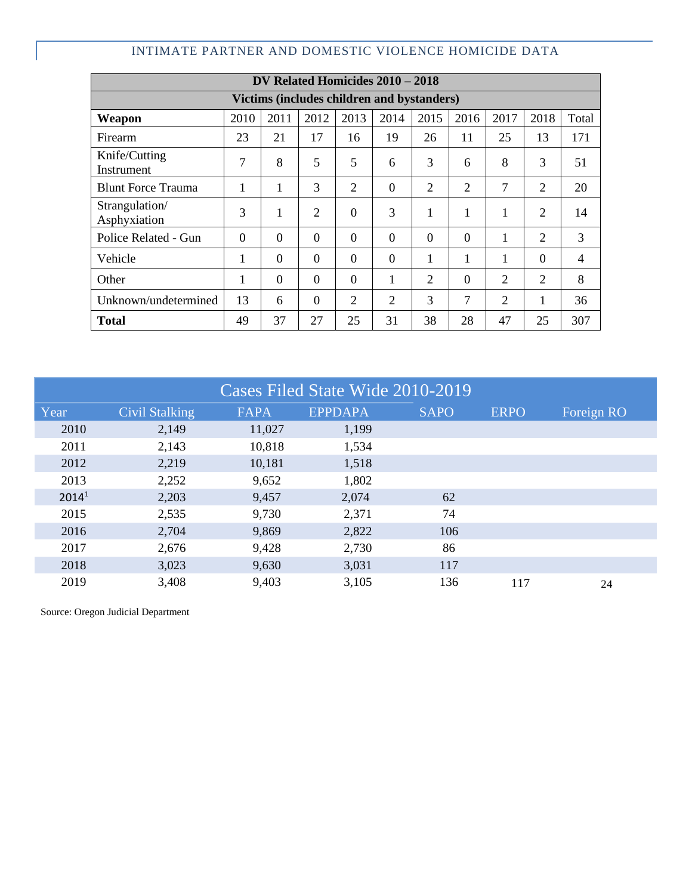| DV Related Homicides 2010 – 2018 | | | | | | | | | | |
|---|---|---|---|---|---|---|---|---|---|---|
| Victims (includes children and bystanders) | | | | | | | | | | |
| **Weapon** | 2010 | 2011 | 2012 | 2013 | 2014 | 2015 | 2016 | 2017 | 2018 | Total |
| Firearm | 23 | 21 | 17 | 16 | 19 | 26 | 11 | 25 | 13 | 171 |
| Knife/Cutting Instrument | 7 | 8 | 5 | 5 | 6 | 3 | 6 | 8 | 3 | 51 |
| Blunt Force Trauma | 1 | 1 | 3 | 2 | 0 | 2 | 2 | 7 | 2 | 20 |
| Strangulation/ Asphyxiation | 3 | 1 | 2 | 0 | 3 | 1 | 1 | 1 | 2 | 14 |
| Police Related - Gun | 0 | 0 | 0 | 0 | 0 | 0 | 0 | 1 | 2 | 3 |
| Vehicle | 1 | 0 | 0 | 0 | 0 | 1 | 1 | 1 | 0 | 4 |
| Other | 1 | 0 | 0 | 0 | 1 | 2 | 0 | 2 | 2 | 8 |
| Unknown/undetermined | 13 | 6 | 0 | 2 | 2 | 3 | 7 | 2 | 1 | 36 |
| **Total** | 49 | 37 | 27 | 25 | 31 | 38 | 28 | 47 | 25 | 307 |

| Cases Filed State Wide 2010-2019 | | | | | | |
|---|---|---|---|---|---|---|
| Year | Civil Stalking | FAPA | EPPDAPA | SAPO | ERPO | Foreign RO |
| 2010 | 2,149 | 11,027 | 1,199 | | | |
| 2011 | 2,143 | 10,818 | 1,534 | | | |
| 2012 | 2,219 | 10,181 | 1,518 | | | |
| 2013 | 2,252 | 9,652 | 1,802 | | | |
| 2014[1] | 2,203 | 9,457 | 2,074 | 62 | | |
| 2015 | 2,535 | 9,730 | 2,371 | 74 | | |
| 2016 | 2,704 | 9,869 | 2,822 | 106 | | |
| 2017 | 2,676 | 9,428 | 2,730 | 86 | | |
| 2018 | 3,023 | 9,630 | 3,031 | 117 | | |
| 2019 | 3,408 | 9,403 | 3,105 | 136 | 117 | 24 |

Source: Oregon Judicial Department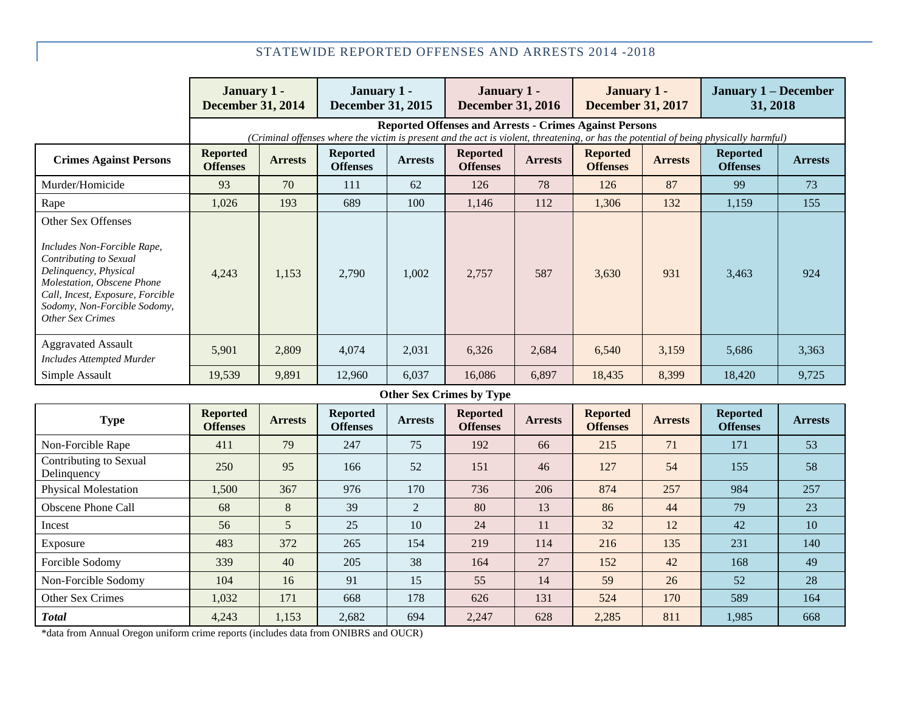## STATEWIDE REPORTED OFFENSES AND ARRESTS 2014 -2018

| | January 1 - December 31, 2014 | | January 1 - December 31, 2015 | | January 1 - December 31, 2016 | | January 1 - December 31, 2017 | | January 1 – December 31, 2018 | |
|---|---|---|---|---|---|---|---|---|---|---|
| | **Reported Offenses and Arrests - Crimes Against Persons** *(Criminal offenses where the victim is present and the act is violent, threatening, or has the potential of being physically harmful)* | | | | | | | | | |
| **Crimes Against Persons** | **Reported Offenses** | **Arrests** | **Reported Offenses** | **Arrests** | **Reported Offenses** | **Arrests** | **Reported Offenses** | **Arrests** | **Reported Offenses** | **Arrests** |
| Murder/Homicide | 93 | 70 | 111 | 62 | 126 | 78 | 126 | 87 | 99 | 73 |
| Rape | 1,026 | 193 | 689 | 100 | 1,146 | 112 | 1,306 | 132 | 1,159 | 155 |
| Other Sex Offenses *Includes Non-Forcible Rape, Contributing to Sexual Delinquency, Physical Molestation, Obscene Phone Call, Incest, Exposure, Forcible Sodomy, Non-Forcible Sodomy, Other Sex Crimes* | 4,243 | 1,153 | 2,790 | 1,002 | 2,757 | 587 | 3,630 | 931 | 3,463 | 924 |
| Aggravated Assault *Includes Attempted Murder* | 5,901 | 2,809 | 4,074 | 2,031 | 6,326 | 2,684 | 6,540 | 3,159 | 5,686 | 3,363 |
| Simple Assault | 19,539 | 9,891 | 12,960 | 6,037 | 16,086 | 6,897 | 18,435 | 8,399 | 18,420 | 9,725 |

**Other Sex Crimes by Type**

| **Type** | **Reported Offenses** | **Arrests** | **Reported Offenses** | **Arrests** | **Reported Offenses** | **Arrests** | **Reported Offenses** | **Arrests** | **Reported Offenses** | **Arrests** |
|---|---|---|---|---|---|---|---|---|---|---|
| Non-Forcible Rape | 411 | 79 | 247 | 75 | 192 | 66 | 215 | 71 | 171 | 53 |
| Contributing to Sexual Delinquency | 250 | 95 | 166 | 52 | 151 | 46 | 127 | 54 | 155 | 58 |
| Physical Molestation | 1,500 | 367 | 976 | 170 | 736 | 206 | 874 | 257 | 984 | 257 |
| Obscene Phone Call | 68 | 8 | 39 | 2 | 80 | 13 | 86 | 44 | 79 | 23 |
| Incest | 56 | 5 | 25 | 10 | 24 | 11 | 32 | 12 | 42 | 10 |
| Exposure | 483 | 372 | 265 | 154 | 219 | 114 | 216 | 135 | 231 | 140 |
| Forcible Sodomy | 339 | 40 | 205 | 38 | 164 | 27 | 152 | 42 | 168 | 49 |
| Non-Forcible Sodomy | 104 | 16 | 91 | 15 | 55 | 14 | 59 | 26 | 52 | 28 |
| Other Sex Crimes | 1,032 | 171 | 668 | 178 | 626 | 131 | 524 | 170 | 589 | 164 |
| ***Total*** | 4,243 | 1,153 | 2,682 | 694 | 2,247 | 628 | 2,285 | 811 | 1,985 | 668 |

*data from Annual Oregon uniform crime reports (includes data from ONIBRS and OUCR)